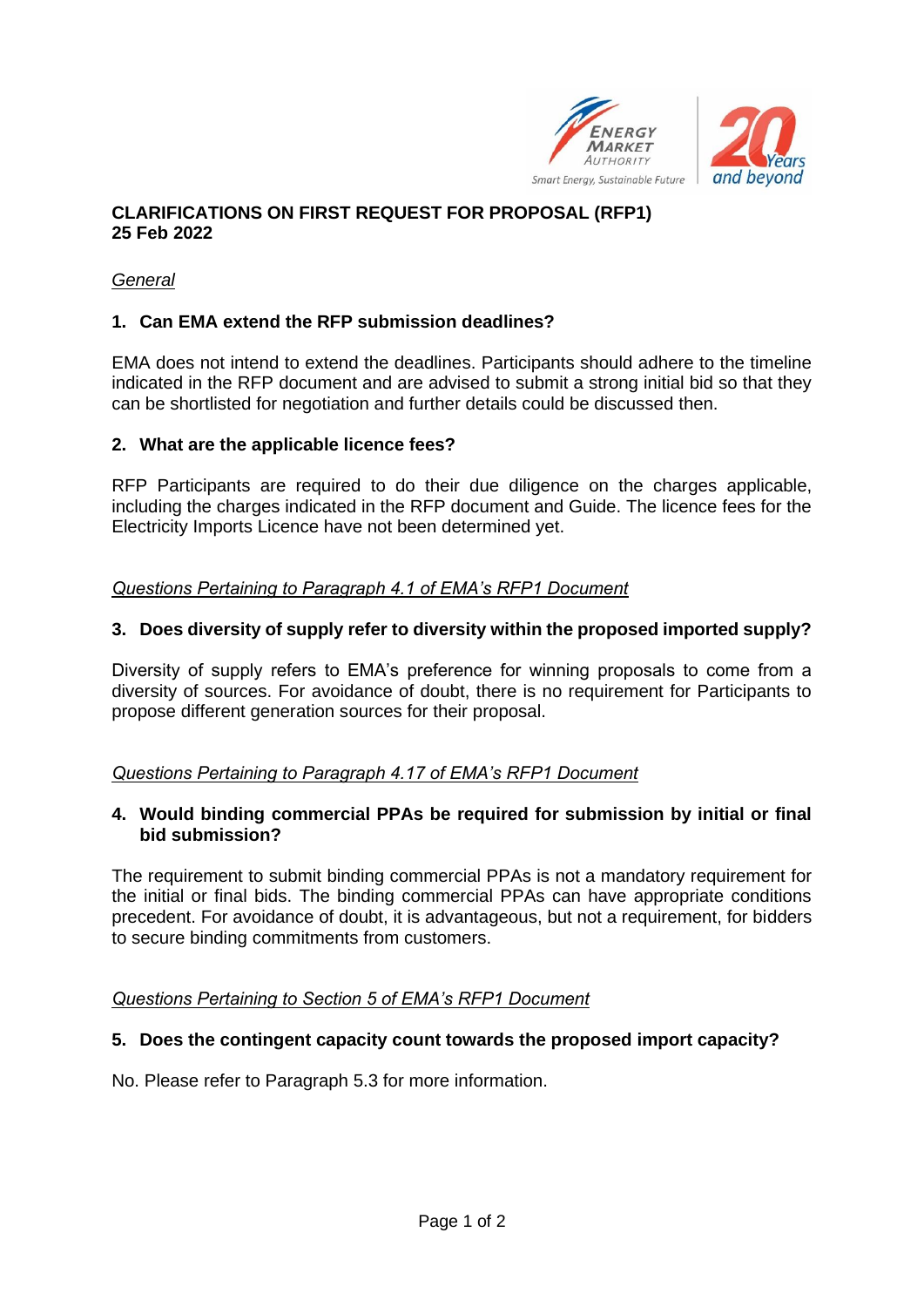# CLARIFICATIONS ON FIRST REQUEST FOR PROPOSAL (RFP1)

**25 Feb 2022**

*General*

### 1. Can EMA extend the RFP submission deadlines?

EMA does not intend to extend the deadlines. Participants should adhere to the timeline indicated in the RFP document and are advised to submit a strong initial bid so that they can be shortlisted for negotiation and further details could be discussed then.

### 2. What are the applicable licence fees?

RFP Participants are required to do their due diligence on the charges applicable, including the charges indicated in the RFP document and Guide. The licence fees for the Electricity Imports Licence have not been determined yet.

*Questions Pertaining to Paragraph 4.1 of EMA's RFP1 Document*

### 3. Does diversity of supply refer to diversity within the proposed imported supply?

Diversity of supply refers to EMA's preference for winning proposals to come from a diversity of sources. For avoidance of doubt, there is no requirement for Participants to propose different generation sources for their proposal.

*Questions Pertaining to Paragraph 4.17 of EMA's RFP1 Document*

### 4. Would binding commercial PPAs be required for submission by initial or final bid submission?

The requirement to submit binding commercial PPAs is not a mandatory requirement for the initial or final bids. The binding commercial PPAs can have appropriate conditions precedent. For avoidance of doubt, it is advantageous, but not a requirement, for bidders to secure binding commitments from customers.

*Questions Pertaining to Section 5 of EMA's RFP1 Document*

### 5. Does the contingent capacity count towards the proposed import capacity?

No. Please refer to Paragraph 5.3 for more information.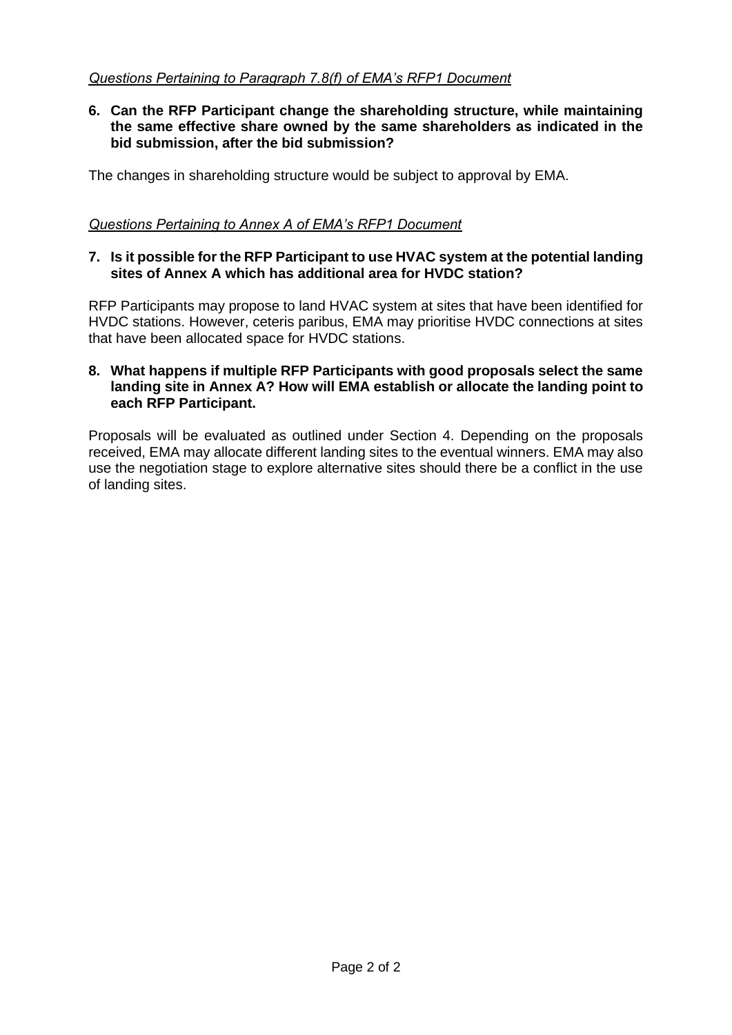*Questions Pertaining to Paragraph 7.8(f) of EMA's RFP1 Document*

**6. Can the RFP Participant change the shareholding structure, while maintaining the same effective share owned by the same shareholders as indicated in the bid submission, after the bid submission?**

The changes in shareholding structure would be subject to approval by EMA.

*Questions Pertaining to Annex A of EMA's RFP1 Document*

**7. Is it possible for the RFP Participant to use HVAC system at the potential landing sites of Annex A which has additional area for HVDC station?**

RFP Participants may propose to land HVAC system at sites that have been identified for HVDC stations. However, ceteris paribus, EMA may prioritise HVDC connections at sites that have been allocated space for HVDC stations.

**8. What happens if multiple RFP Participants with good proposals select the same landing site in Annex A? How will EMA establish or allocate the landing point to each RFP Participant.**

Proposals will be evaluated as outlined under Section 4. Depending on the proposals received, EMA may allocate different landing sites to the eventual winners. EMA may also use the negotiation stage to explore alternative sites should there be a conflict in the use of landing sites.